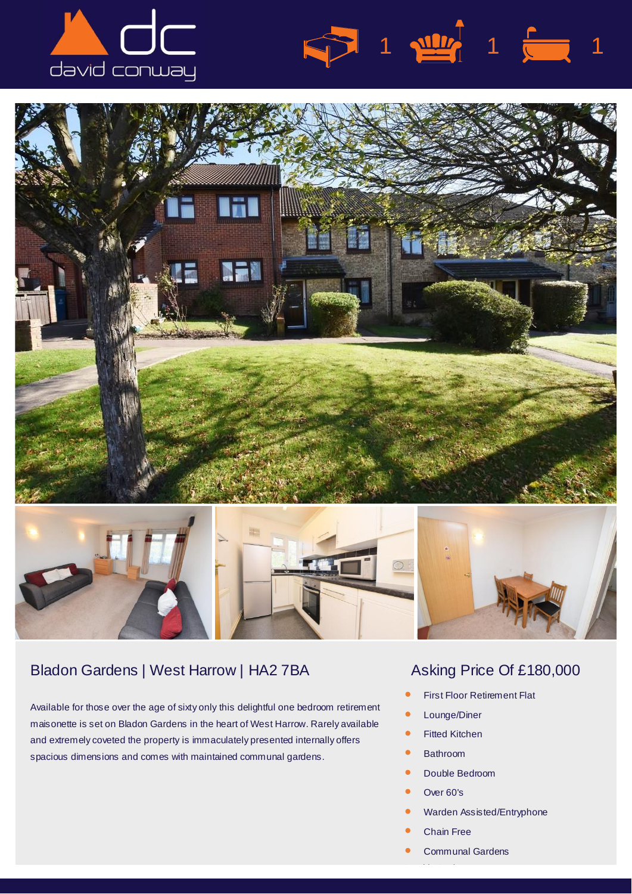david conway

1 1 1

## Bladon Gardens | West Harrow | HA2 7BA

Available for those over the age of sixty only this delightful one bedroom retirement maisonette is set on Bladon Gardens in the heart of West Harrow. Rarely available and extremely coveted the property is immaculately presented internally offers spacious dimensions and comes with maintained communal gardens.

## Asking Price Of £180,000

- First Floor Retirement Flat
- Lounge/Diner
- Fitted Kitchen
- Bathroom
- Double Bedroom
- Over 60's
- Warden Assisted/Entryphone
- Chain Free
- Communal Gardens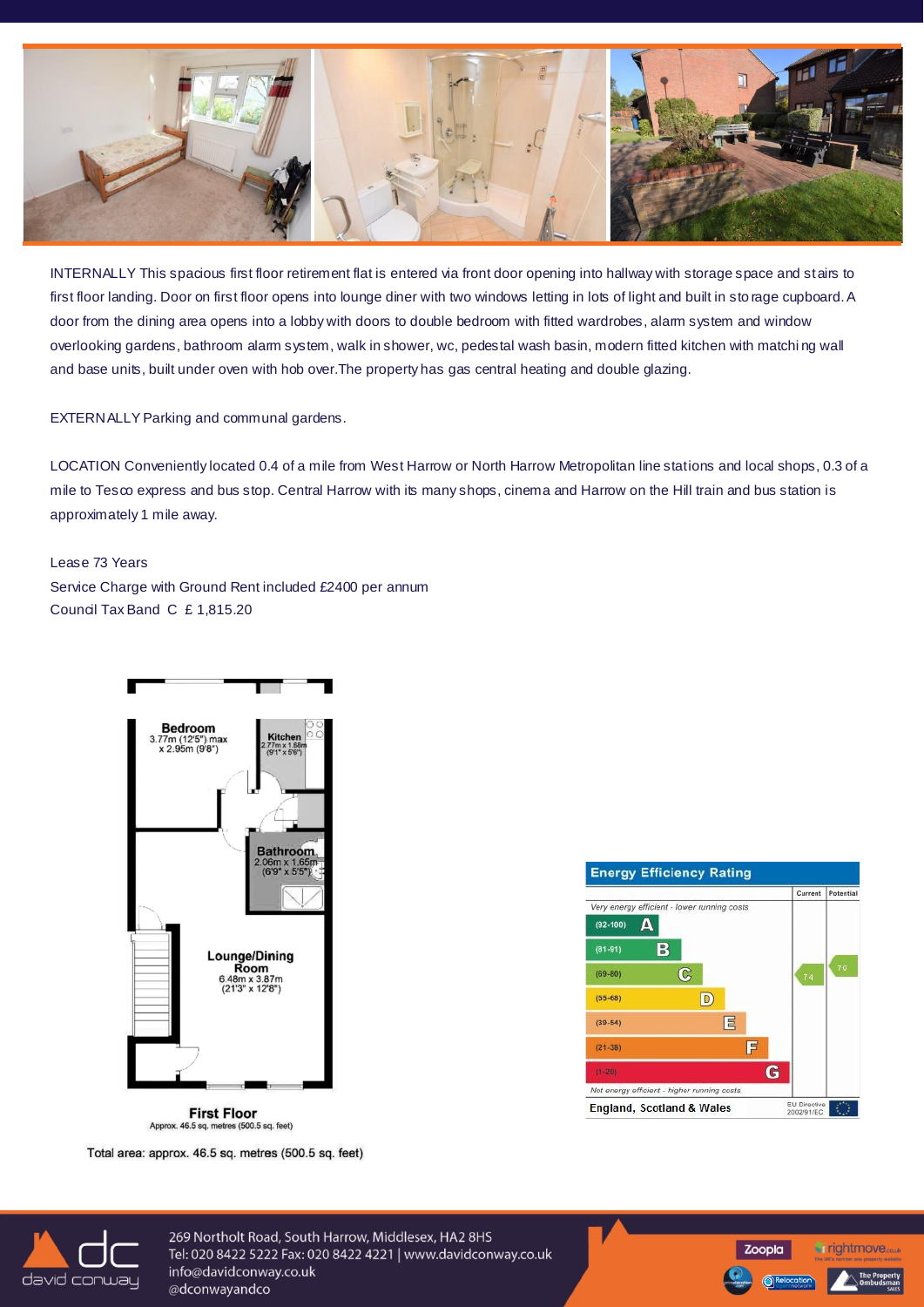INTERNALLY This spacious first floor retirement flat is entered via front door opening into hallway with storage space and stairs to first floor landing. Door on first floor opens into lounge diner with two windows letting in lots of light and built in storage cupboard. A door from the dining area opens into a lobby with doors to double bedroom with fitted wardrobes, alarm system and window overlooking gardens, bathroom alarm system, walk in shower, wc, pedestal wash basin, modern fitted kitchen with matching wall and base units, built under oven with hob over.The property has gas central heating and double glazing.

EXTERNALLY Parking and communal gardens.

LOCATION Conveniently located 0.4 of a mile from West Harrow or North Harrow Metropolitan line stations and local shops, 0.3 of a mile to Tesco express and bus stop. Central Harrow with its many shops, cinema and Harrow on the Hill train and bus station is approximately 1 mile away.

Lease 73 Years
Service Charge with Ground Rent included £2400 per annum
Council Tax Band C £ 1,815.20

Bedroom
3.77m (12'5") max
x 2.95m (9'8")

Kitchen
2.77m x 1.68m
(9'1" x 5'6")

Bathroom
2.06m x 1.65m
(6'9" x 5'5")

Lounge/Dining Room
6.48m x 3.87m
(21'3" x 12'8")

**First Floor**
Approx. 46.5 sq. metres (500.5 sq. feet)

Total area: approx. 46.5 sq. metres (500.5 sq. feet)

**Energy Efficiency Rating**

Current
Potential

*Very energy efficient - lower running costs*

(92-100) A
(81-91) B
(69-80) C
(55-68) D
(39-54) E
(21-38) F
(1-20) G

*Not energy efficient - higher running costs*

74
79

England, Scotland & Wales
EU Directive 2002/91/EC

269 Northolt Road, South Harrow, Middlesex, HA2 8HS
Tel: 020 8422 5222 Fax: 020 8422 4221 | www.davidconway.co.uk
info@davidconway.co.uk
@dconwayandco